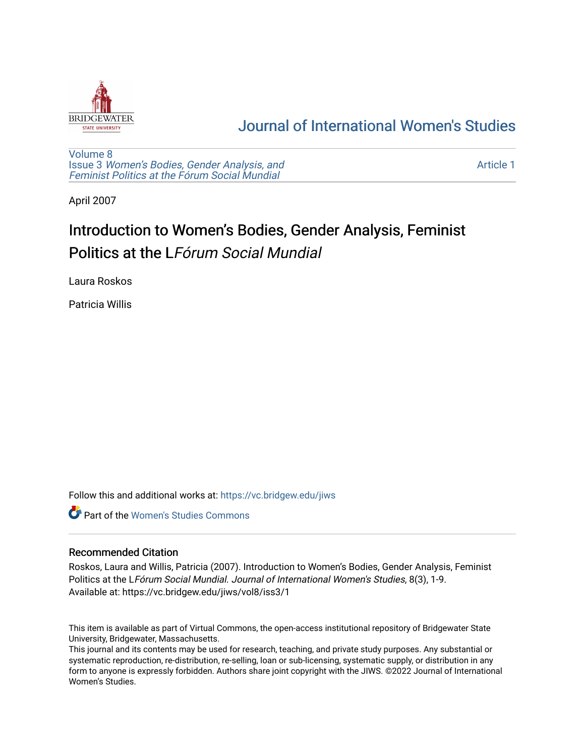# Journal of International Women's Studies

Volume 8
Issue 3 *Women's Bodies, Gender Analysis, and Feminist Politics at the Fórum Social Mundial*

Article 1

April 2007

## Introduction to Women's Bodies, Gender Analysis, Feminist Politics at the L*Fórum Social Mundial*

Laura Roskos

Patricia Willis

Follow this and additional works at: https://vc.bridgew.edu/jiws

Part of the Women's Studies Commons

### Recommended Citation

Roskos, Laura and Willis, Patricia (2007). Introduction to Women's Bodies, Gender Analysis, Feminist Politics at the L*Fórum Social Mundial*. *Journal of International Women's Studies*, 8(3), 1-9.
Available at: https://vc.bridgew.edu/jiws/vol8/iss3/1

This item is available as part of Virtual Commons, the open-access institutional repository of Bridgewater State University, Bridgewater, Massachusetts.
This journal and its contents may be used for research, teaching, and private study purposes. Any substantial or systematic reproduction, re-distribution, re-selling, loan or sub-licensing, systematic supply, or distribution in any form to anyone is expressly forbidden. Authors share joint copyright with the JIWS. ©2022 Journal of International Women's Studies.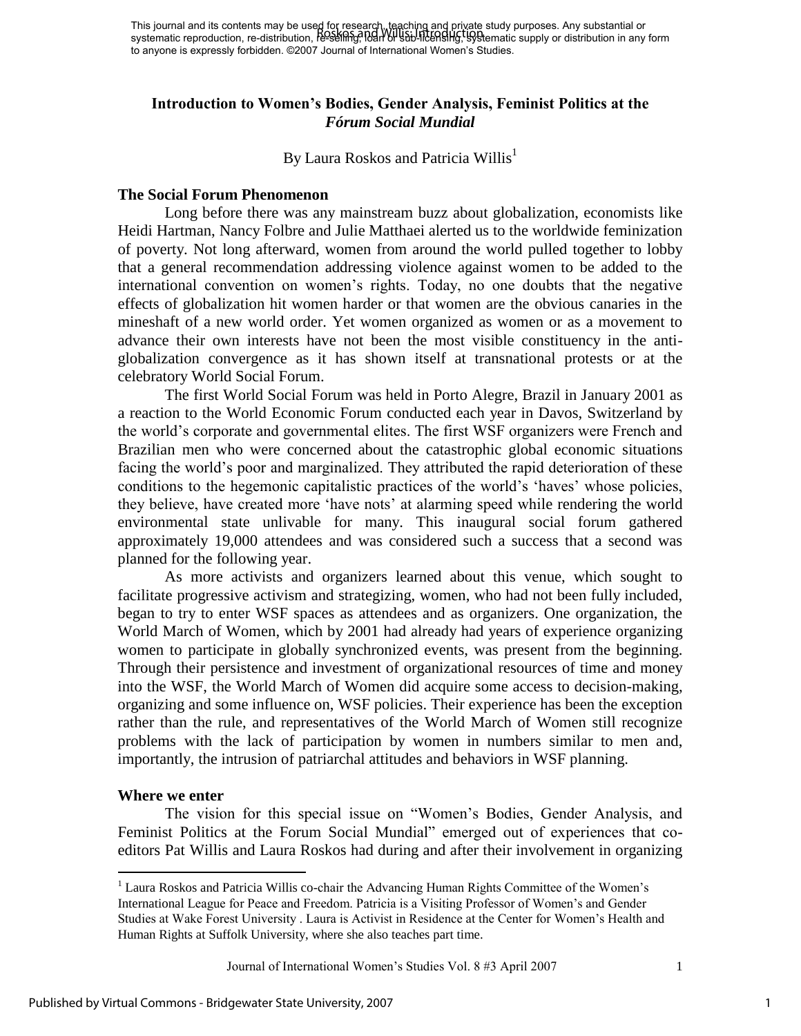This journal and its contents may be used for research, teaching and private study purposes. Any substantial or systematic reproduction, re-distribution, re-selling, loan or sub-licensing, systematic supply or distribution in any form to anyone is expressly forbidden. ©2007 Journal of International Women's Studies.

# Introduction to Women's Bodies, Gender Analysis, Feminist Politics at the *Fórum Social Mundial*

By Laura Roskos and Patricia Willis[1]

## The Social Forum Phenomenon

Long before there was any mainstream buzz about globalization, economists like Heidi Hartman, Nancy Folbre and Julie Matthaei alerted us to the worldwide feminization of poverty. Not long afterward, women from around the world pulled together to lobby that a general recommendation addressing violence against women to be added to the international convention on women's rights. Today, no one doubts that the negative effects of globalization hit women harder or that women are the obvious canaries in the mineshaft of a new world order. Yet women organized as women or as a movement to advance their own interests have not been the most visible constituency in the anti-globalization convergence as it has shown itself at transnational protests or at the celebratory World Social Forum.

The first World Social Forum was held in Porto Alegre, Brazil in January 2001 as a reaction to the World Economic Forum conducted each year in Davos, Switzerland by the world's corporate and governmental elites. The first WSF organizers were French and Brazilian men who were concerned about the catastrophic global economic situations facing the world's poor and marginalized. They attributed the rapid deterioration of these conditions to the hegemonic capitalistic practices of the world's 'haves' whose policies, they believe, have created more 'have nots' at alarming speed while rendering the world environmental state unlivable for many. This inaugural social forum gathered approximately 19,000 attendees and was considered such a success that a second was planned for the following year.

As more activists and organizers learned about this venue, which sought to facilitate progressive activism and strategizing, women, who had not been fully included, began to try to enter WSF spaces as attendees and as organizers. One organization, the World March of Women, which by 2001 had already had years of experience organizing women to participate in globally synchronized events, was present from the beginning. Through their persistence and investment of organizational resources of time and money into the WSF, the World March of Women did acquire some access to decision-making, organizing and some influence on, WSF policies. Their experience has been the exception rather than the rule, and representatives of the World March of Women still recognize problems with the lack of participation by women in numbers similar to men and, importantly, the intrusion of patriarchal attitudes and behaviors in WSF planning.

## Where we enter

The vision for this special issue on "Women's Bodies, Gender Analysis, and Feminist Politics at the Forum Social Mundial" emerged out of experiences that co-editors Pat Willis and Laura Roskos had during and after their involvement in organizing

[1] Laura Roskos and Patricia Willis co-chair the Advancing Human Rights Committee of the Women's International League for Peace and Freedom. Patricia is a Visiting Professor of Women's and Gender Studies at Wake Forest University . Laura is Activist in Residence at the Center for Women's Health and Human Rights at Suffolk University, where she also teaches part time.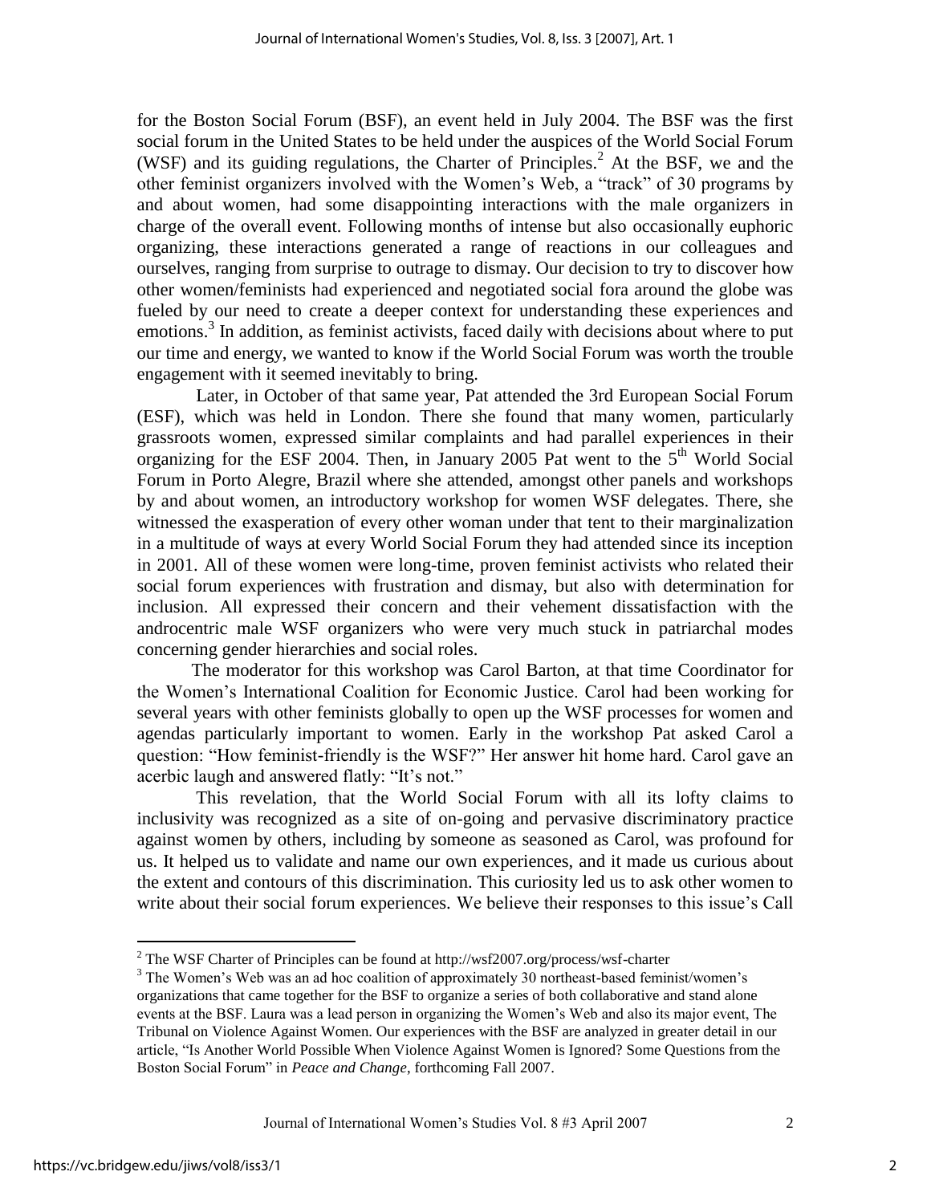for the Boston Social Forum (BSF), an event held in July 2004. The BSF was the first social forum in the United States to be held under the auspices of the World Social Forum (WSF) and its guiding regulations, the Charter of Principles.[2] At the BSF, we and the other feminist organizers involved with the Women's Web, a "track" of 30 programs by and about women, had some disappointing interactions with the male organizers in charge of the overall event. Following months of intense but also occasionally euphoric organizing, these interactions generated a range of reactions in our colleagues and ourselves, ranging from surprise to outrage to dismay. Our decision to try to discover how other women/feminists had experienced and negotiated social fora around the globe was fueled by our need to create a deeper context for understanding these experiences and emotions.[3] In addition, as feminist activists, faced daily with decisions about where to put our time and energy, we wanted to know if the World Social Forum was worth the trouble engagement with it seemed inevitably to bring.

Later, in October of that same year, Pat attended the 3rd European Social Forum (ESF), which was held in London. There she found that many women, particularly grassroots women, expressed similar complaints and had parallel experiences in their organizing for the ESF 2004. Then, in January 2005 Pat went to the 5th World Social Forum in Porto Alegre, Brazil where she attended, amongst other panels and workshops by and about women, an introductory workshop for women WSF delegates. There, she witnessed the exasperation of every other woman under that tent to their marginalization in a multitude of ways at every World Social Forum they had attended since its inception in 2001. All of these women were long-time, proven feminist activists who related their social forum experiences with frustration and dismay, but also with determination for inclusion. All expressed their concern and their vehement dissatisfaction with the androcentric male WSF organizers who were very much stuck in patriarchal modes concerning gender hierarchies and social roles.

The moderator for this workshop was Carol Barton, at that time Coordinator for the Women's International Coalition for Economic Justice. Carol had been working for several years with other feminists globally to open up the WSF processes for women and agendas particularly important to women. Early in the workshop Pat asked Carol a question: "How feminist-friendly is the WSF?" Her answer hit home hard. Carol gave an acerbic laugh and answered flatly: "It's not."

This revelation, that the World Social Forum with all its lofty claims to inclusivity was recognized as a site of on-going and pervasive discriminatory practice against women by others, including by someone as seasoned as Carol, was profound for us. It helped us to validate and name our own experiences, and it made us curious about the extent and contours of this discrimination. This curiosity led us to ask other women to write about their social forum experiences. We believe their responses to this issue's Call

---

[2] The WSF Charter of Principles can be found at http://wsf2007.org/process/wsf-charter

[3] The Women's Web was an ad hoc coalition of approximately 30 northeast-based feminist/women's organizations that came together for the BSF to organize a series of both collaborative and stand alone events at the BSF. Laura was a lead person in organizing the Women's Web and also its major event, The Tribunal on Violence Against Women. Our experiences with the BSF are analyzed in greater detail in our article, "Is Another World Possible When Violence Against Women is Ignored? Some Questions from the Boston Social Forum" in *Peace and Change*, forthcoming Fall 2007.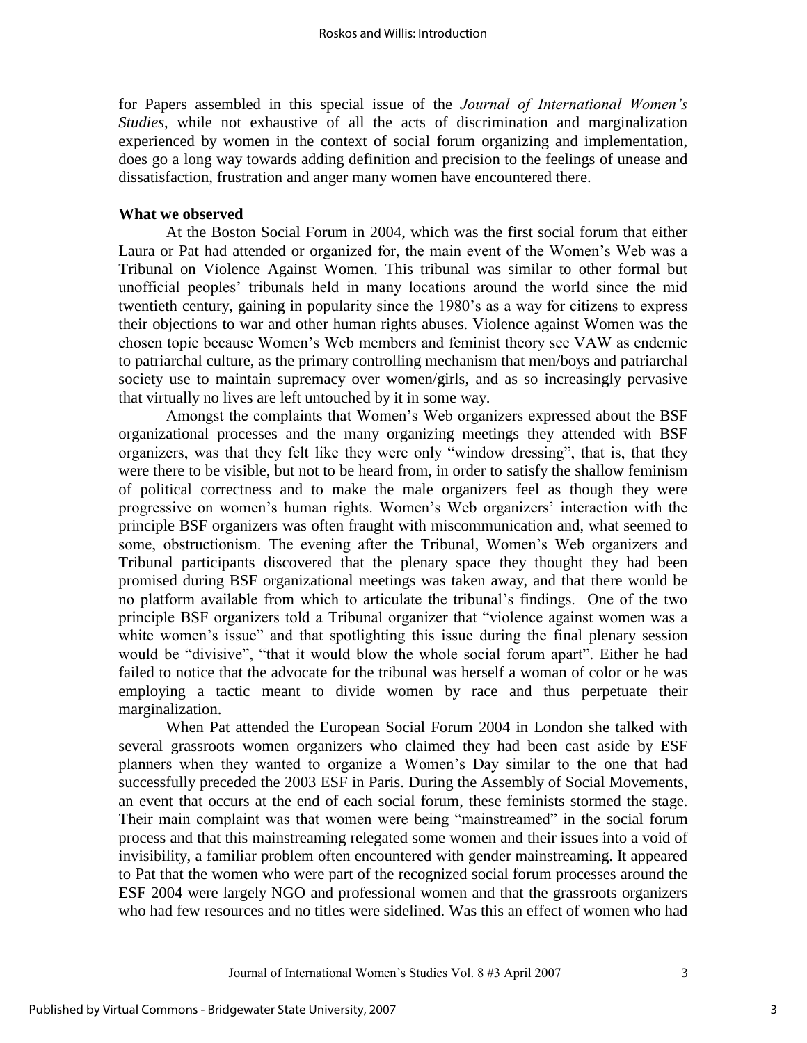for Papers assembled in this special issue of the *Journal of International Women's Studies*, while not exhaustive of all the acts of discrimination and marginalization experienced by women in the context of social forum organizing and implementation, does go a long way towards adding definition and precision to the feelings of unease and dissatisfaction, frustration and anger many women have encountered there.

**What we observed**

At the Boston Social Forum in 2004, which was the first social forum that either Laura or Pat had attended or organized for, the main event of the Women's Web was a Tribunal on Violence Against Women. This tribunal was similar to other formal but unofficial peoples' tribunals held in many locations around the world since the mid twentieth century, gaining in popularity since the 1980's as a way for citizens to express their objections to war and other human rights abuses. Violence against Women was the chosen topic because Women's Web members and feminist theory see VAW as endemic to patriarchal culture, as the primary controlling mechanism that men/boys and patriarchal society use to maintain supremacy over women/girls, and as so increasingly pervasive that virtually no lives are left untouched by it in some way.

Amongst the complaints that Women's Web organizers expressed about the BSF organizational processes and the many organizing meetings they attended with BSF organizers, was that they felt like they were only "window dressing", that is, that they were there to be visible, but not to be heard from, in order to satisfy the shallow feminism of political correctness and to make the male organizers feel as though they were progressive on women's human rights. Women's Web organizers' interaction with the principle BSF organizers was often fraught with miscommunication and, what seemed to some, obstructionism. The evening after the Tribunal, Women's Web organizers and Tribunal participants discovered that the plenary space they thought they had been promised during BSF organizational meetings was taken away, and that there would be no platform available from which to articulate the tribunal's findings. One of the two principle BSF organizers told a Tribunal organizer that "violence against women was a white women's issue" and that spotlighting this issue during the final plenary session would be "divisive", "that it would blow the whole social forum apart". Either he had failed to notice that the advocate for the tribunal was herself a woman of color or he was employing a tactic meant to divide women by race and thus perpetuate their marginalization.

When Pat attended the European Social Forum 2004 in London she talked with several grassroots women organizers who claimed they had been cast aside by ESF planners when they wanted to organize a Women's Day similar to the one that had successfully preceded the 2003 ESF in Paris. During the Assembly of Social Movements, an event that occurs at the end of each social forum, these feminists stormed the stage. Their main complaint was that women were being "mainstreamed" in the social forum process and that this mainstreaming relegated some women and their issues into a void of invisibility, a familiar problem often encountered with gender mainstreaming. It appeared to Pat that the women who were part of the recognized social forum processes around the ESF 2004 were largely NGO and professional women and that the grassroots organizers who had few resources and no titles were sidelined. Was this an effect of women who had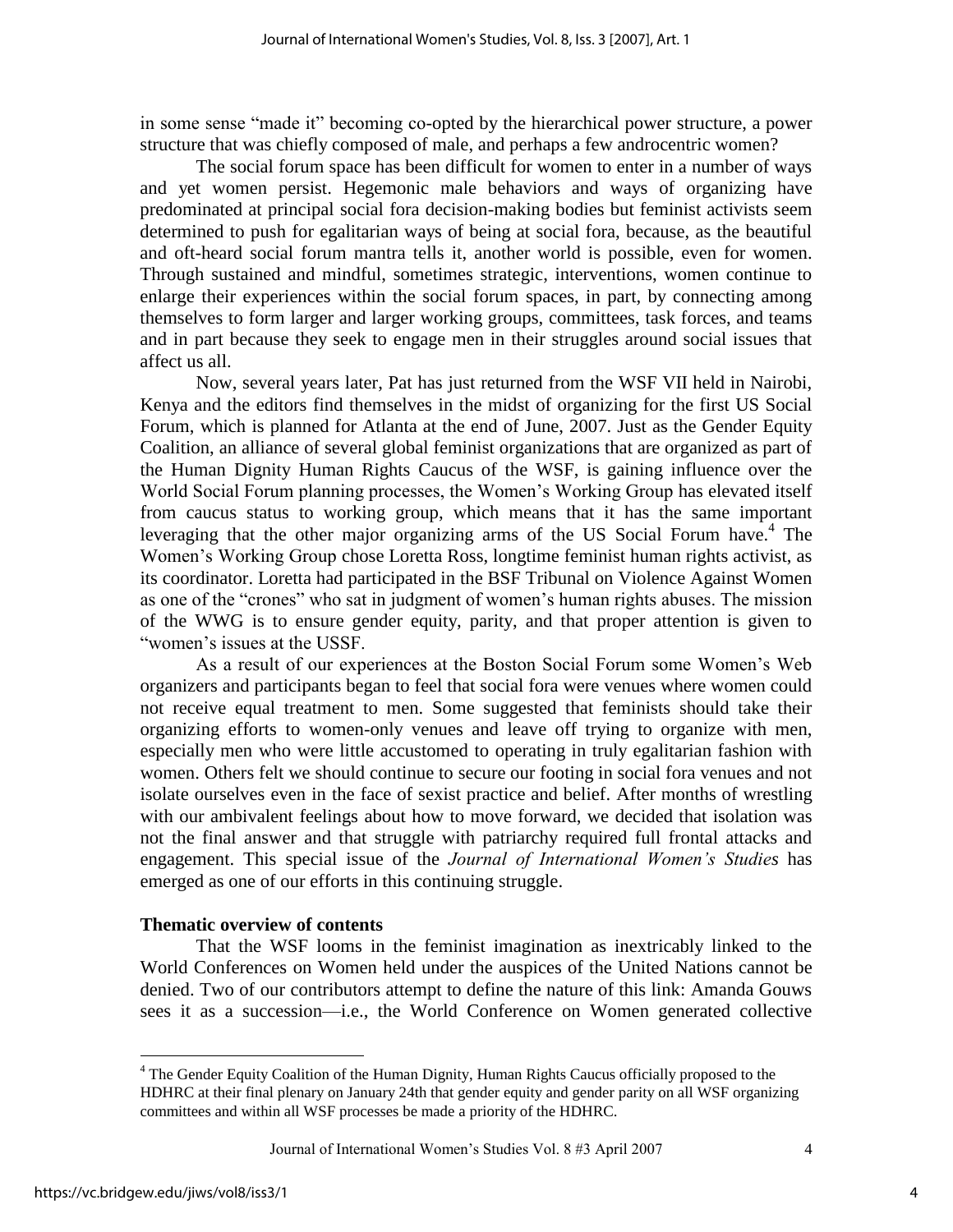in some sense "made it" becoming co-opted by the hierarchical power structure, a power structure that was chiefly composed of male, and perhaps a few androcentric women?

The social forum space has been difficult for women to enter in a number of ways and yet women persist. Hegemonic male behaviors and ways of organizing have predominated at principal social fora decision-making bodies but feminist activists seem determined to push for egalitarian ways of being at social fora, because, as the beautiful and oft-heard social forum mantra tells it, another world is possible, even for women. Through sustained and mindful, sometimes strategic, interventions, women continue to enlarge their experiences within the social forum spaces, in part, by connecting among themselves to form larger and larger working groups, committees, task forces, and teams and in part because they seek to engage men in their struggles around social issues that affect us all.

Now, several years later, Pat has just returned from the WSF VII held in Nairobi, Kenya and the editors find themselves in the midst of organizing for the first US Social Forum, which is planned for Atlanta at the end of June, 2007. Just as the Gender Equity Coalition, an alliance of several global feminist organizations that are organized as part of the Human Dignity Human Rights Caucus of the WSF, is gaining influence over the World Social Forum planning processes, the Women's Working Group has elevated itself from caucus status to working group, which means that it has the same important leveraging that the other major organizing arms of the US Social Forum have.[4] The Women's Working Group chose Loretta Ross, longtime feminist human rights activist, as its coordinator. Loretta had participated in the BSF Tribunal on Violence Against Women as one of the "crones" who sat in judgment of women's human rights abuses. The mission of the WWG is to ensure gender equity, parity, and that proper attention is given to "women's issues at the USSF.

As a result of our experiences at the Boston Social Forum some Women's Web organizers and participants began to feel that social fora were venues where women could not receive equal treatment to men. Some suggested that feminists should take their organizing efforts to women-only venues and leave off trying to organize with men, especially men who were little accustomed to operating in truly egalitarian fashion with women. Others felt we should continue to secure our footing in social fora venues and not isolate ourselves even in the face of sexist practice and belief. After months of wrestling with our ambivalent feelings about how to move forward, we decided that isolation was not the final answer and that struggle with patriarchy required full frontal attacks and engagement. This special issue of the *Journal of International Women's Studies* has emerged as one of our efforts in this continuing struggle.

### Thematic overview of contents

That the WSF looms in the feminist imagination as inextricably linked to the World Conferences on Women held under the auspices of the United Nations cannot be denied. Two of our contributors attempt to define the nature of this link: Amanda Gouws sees it as a succession—i.e., the World Conference on Women generated collective

---

[4] The Gender Equity Coalition of the Human Dignity, Human Rights Caucus officially proposed to the HDHRC at their final plenary on January 24th that gender equity and gender parity on all WSF organizing committees and within all WSF processes be made a priority of the HDHRC.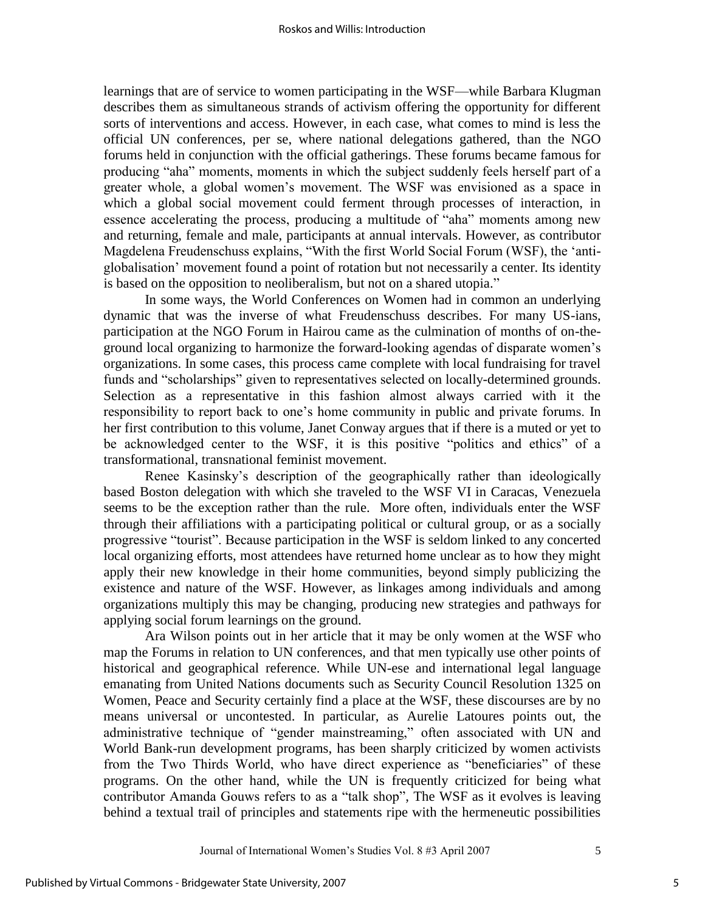learnings that are of service to women participating in the WSF—while Barbara Klugman describes them as simultaneous strands of activism offering the opportunity for different sorts of interventions and access. However, in each case, what comes to mind is less the official UN conferences, per se, where national delegations gathered, than the NGO forums held in conjunction with the official gatherings. These forums became famous for producing "aha" moments, moments in which the subject suddenly feels herself part of a greater whole, a global women's movement. The WSF was envisioned as a space in which a global social movement could ferment through processes of interaction, in essence accelerating the process, producing a multitude of "aha" moments among new and returning, female and male, participants at annual intervals. However, as contributor Magdelena Freudenschuss explains, "With the first World Social Forum (WSF), the 'anti-globalisation' movement found a point of rotation but not necessarily a center. Its identity is based on the opposition to neoliberalism, but not on a shared utopia."

In some ways, the World Conferences on Women had in common an underlying dynamic that was the inverse of what Freudenschuss describes. For many US-ians, participation at the NGO Forum in Hairou came as the culmination of months of on-the-ground local organizing to harmonize the forward-looking agendas of disparate women's organizations. In some cases, this process came complete with local fundraising for travel funds and "scholarships" given to representatives selected on locally-determined grounds. Selection as a representative in this fashion almost always carried with it the responsibility to report back to one's home community in public and private forums. In her first contribution to this volume, Janet Conway argues that if there is a muted or yet to be acknowledged center to the WSF, it is this positive "politics and ethics" of a transformational, transnational feminist movement.

Renee Kasinsky's description of the geographically rather than ideologically based Boston delegation with which she traveled to the WSF VI in Caracas, Venezuela seems to be the exception rather than the rule. More often, individuals enter the WSF through their affiliations with a participating political or cultural group, or as a socially progressive "tourist". Because participation in the WSF is seldom linked to any concerted local organizing efforts, most attendees have returned home unclear as to how they might apply their new knowledge in their home communities, beyond simply publicizing the existence and nature of the WSF. However, as linkages among individuals and among organizations multiply this may be changing, producing new strategies and pathways for applying social forum learnings on the ground.

Ara Wilson points out in her article that it may be only women at the WSF who map the Forums in relation to UN conferences, and that men typically use other points of historical and geographical reference. While UN-ese and international legal language emanating from United Nations documents such as Security Council Resolution 1325 on Women, Peace and Security certainly find a place at the WSF, these discourses are by no means universal or uncontested. In particular, as Aurelie Latoures points out, the administrative technique of "gender mainstreaming," often associated with UN and World Bank-run development programs, has been sharply criticized by women activists from the Two Thirds World, who have direct experience as "beneficiaries" of these programs. On the other hand, while the UN is frequently criticized for being what contributor Amanda Gouws refers to as a "talk shop", The WSF as it evolves is leaving behind a textual trail of principles and statements ripe with the hermeneutic possibilities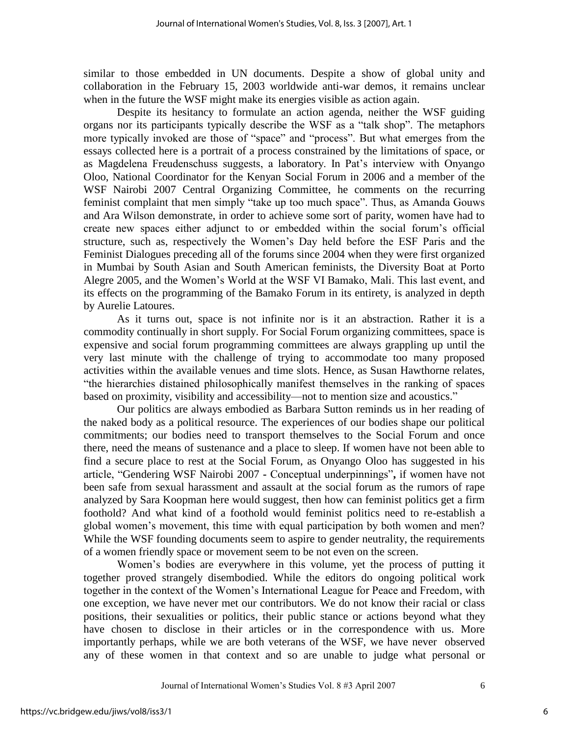similar to those embedded in UN documents. Despite a show of global unity and collaboration in the February 15, 2003 worldwide anti-war demos, it remains unclear when in the future the WSF might make its energies visible as action again.

Despite its hesitancy to formulate an action agenda, neither the WSF guiding organs nor its participants typically describe the WSF as a "talk shop". The metaphors more typically invoked are those of "space" and "process". But what emerges from the essays collected here is a portrait of a process constrained by the limitations of space, or as Magdelena Freudenschuss suggests, a laboratory. In Pat's interview with Onyango Oloo, National Coordinator for the Kenyan Social Forum in 2006 and a member of the WSF Nairobi 2007 Central Organizing Committee, he comments on the recurring feminist complaint that men simply "take up too much space". Thus, as Amanda Gouws and Ara Wilson demonstrate, in order to achieve some sort of parity, women have had to create new spaces either adjunct to or embedded within the social forum's official structure, such as, respectively the Women's Day held before the ESF Paris and the Feminist Dialogues preceding all of the forums since 2004 when they were first organized in Mumbai by South Asian and South American feminists, the Diversity Boat at Porto Alegre 2005, and the Women's World at the WSF VI Bamako, Mali. This last event, and its effects on the programming of the Bamako Forum in its entirety, is analyzed in depth by Aurelie Latoures.

As it turns out, space is not infinite nor is it an abstraction. Rather it is a commodity continually in short supply. For Social Forum organizing committees, space is expensive and social forum programming committees are always grappling up until the very last minute with the challenge of trying to accommodate too many proposed activities within the available venues and time slots. Hence, as Susan Hawthorne relates, "the hierarchies distained philosophically manifest themselves in the ranking of spaces based on proximity, visibility and accessibility—not to mention size and acoustics."

Our politics are always embodied as Barbara Sutton reminds us in her reading of the naked body as a political resource. The experiences of our bodies shape our political commitments; our bodies need to transport themselves to the Social Forum and once there, need the means of sustenance and a place to sleep. If women have not been able to find a secure place to rest at the Social Forum, as Onyango Oloo has suggested in his article, "Gendering WSF Nairobi 2007 - Conceptual underpinnings"**,** if women have not been safe from sexual harassment and assault at the social forum as the rumors of rape analyzed by Sara Koopman here would suggest, then how can feminist politics get a firm foothold? And what kind of a foothold would feminist politics need to re-establish a global women's movement, this time with equal participation by both women and men? While the WSF founding documents seem to aspire to gender neutrality, the requirements of a women friendly space or movement seem to be not even on the screen.

Women's bodies are everywhere in this volume, yet the process of putting it together proved strangely disembodied. While the editors do ongoing political work together in the context of the Women's International League for Peace and Freedom, with one exception, we have never met our contributors. We do not know their racial or class positions, their sexualities or politics, their public stance or actions beyond what they have chosen to disclose in their articles or in the correspondence with us. More importantly perhaps, while we are both veterans of the WSF, we have never observed any of these women in that context and so are unable to judge what personal or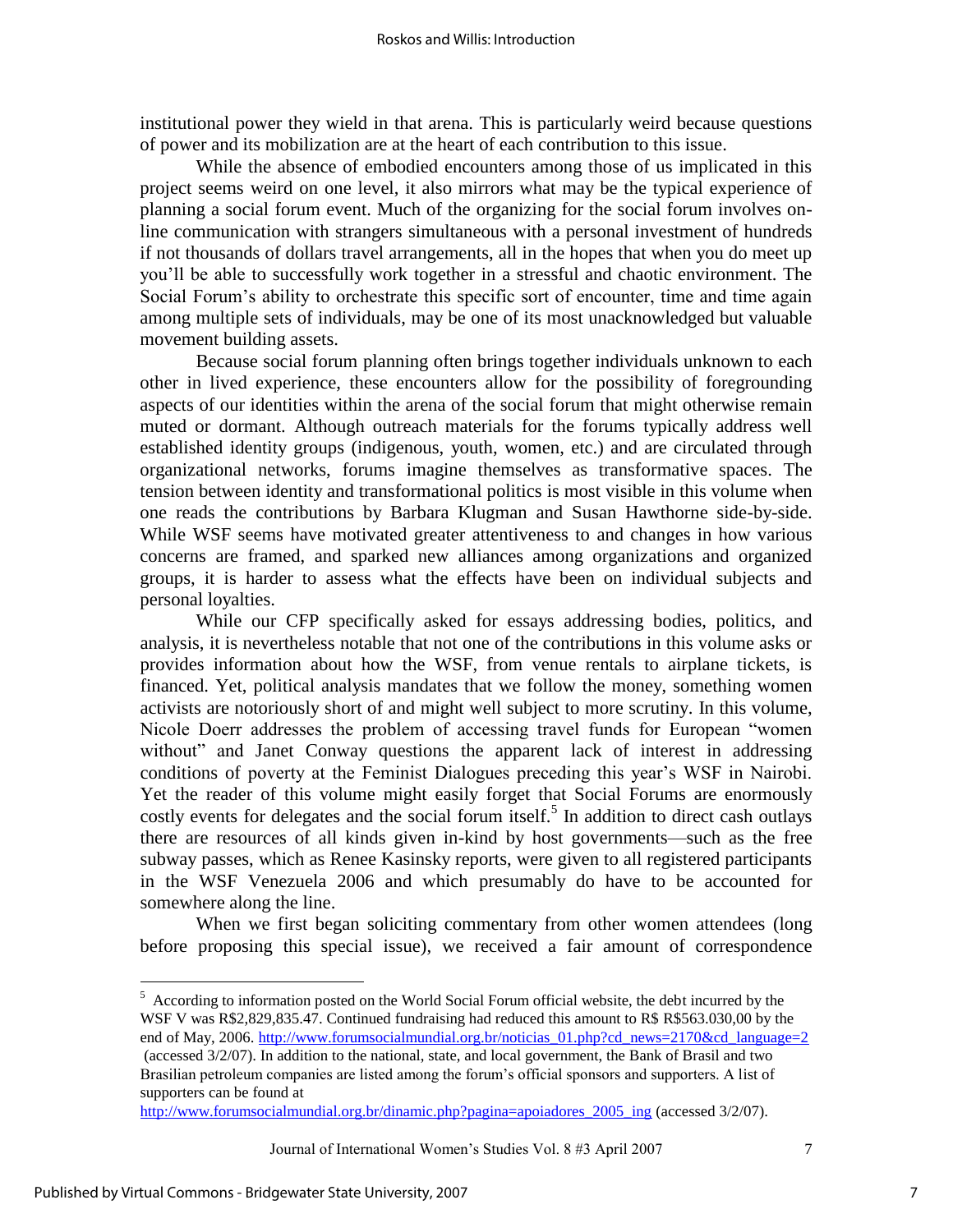institutional power they wield in that arena. This is particularly weird because questions of power and its mobilization are at the heart of each contribution to this issue.

While the absence of embodied encounters among those of us implicated in this project seems weird on one level, it also mirrors what may be the typical experience of planning a social forum event. Much of the organizing for the social forum involves on-line communication with strangers simultaneous with a personal investment of hundreds if not thousands of dollars travel arrangements, all in the hopes that when you do meet up you'll be able to successfully work together in a stressful and chaotic environment. The Social Forum's ability to orchestrate this specific sort of encounter, time and time again among multiple sets of individuals, may be one of its most unacknowledged but valuable movement building assets.

Because social forum planning often brings together individuals unknown to each other in lived experience, these encounters allow for the possibility of foregrounding aspects of our identities within the arena of the social forum that might otherwise remain muted or dormant. Although outreach materials for the forums typically address well established identity groups (indigenous, youth, women, etc.) and are circulated through organizational networks, forums imagine themselves as transformative spaces. The tension between identity and transformational politics is most visible in this volume when one reads the contributions by Barbara Klugman and Susan Hawthorne side-by-side. While WSF seems have motivated greater attentiveness to and changes in how various concerns are framed, and sparked new alliances among organizations and organized groups, it is harder to assess what the effects have been on individual subjects and personal loyalties.

While our CFP specifically asked for essays addressing bodies, politics, and analysis, it is nevertheless notable that not one of the contributions in this volume asks or provides information about how the WSF, from venue rentals to airplane tickets, is financed. Yet, political analysis mandates that we follow the money, something women activists are notoriously short of and might well subject to more scrutiny. In this volume, Nicole Doerr addresses the problem of accessing travel funds for European "women without" and Janet Conway questions the apparent lack of interest in addressing conditions of poverty at the Feminist Dialogues preceding this year's WSF in Nairobi. Yet the reader of this volume might easily forget that Social Forums are enormously costly events for delegates and the social forum itself.[5] In addition to direct cash outlays there are resources of all kinds given in-kind by host governments—such as the free subway passes, which as Renee Kasinsky reports, were given to all registered participants in the WSF Venezuela 2006 and which presumably do have to be accounted for somewhere along the line.

When we first began soliciting commentary from other women attendees (long before proposing this special issue), we received a fair amount of correspondence

---

[5] According to information posted on the World Social Forum official website, the debt incurred by the WSF V was R$2,829,835.47. Continued fundraising had reduced this amount to R$ R$563.030,00 by the end of May, 2006. http://www.forumsocialmundial.org.br/noticias_01.php?cd_news=2170&cd_language=2 (accessed 3/2/07). In addition to the national, state, and local government, the Bank of Brasil and two Brasilian petroleum companies are listed among the forum's official sponsors and supporters. A list of supporters can be found at http://www.forumsocialmundial.org.br/dinamic.php?pagina=apoiadores_2005_ing (accessed 3/2/07).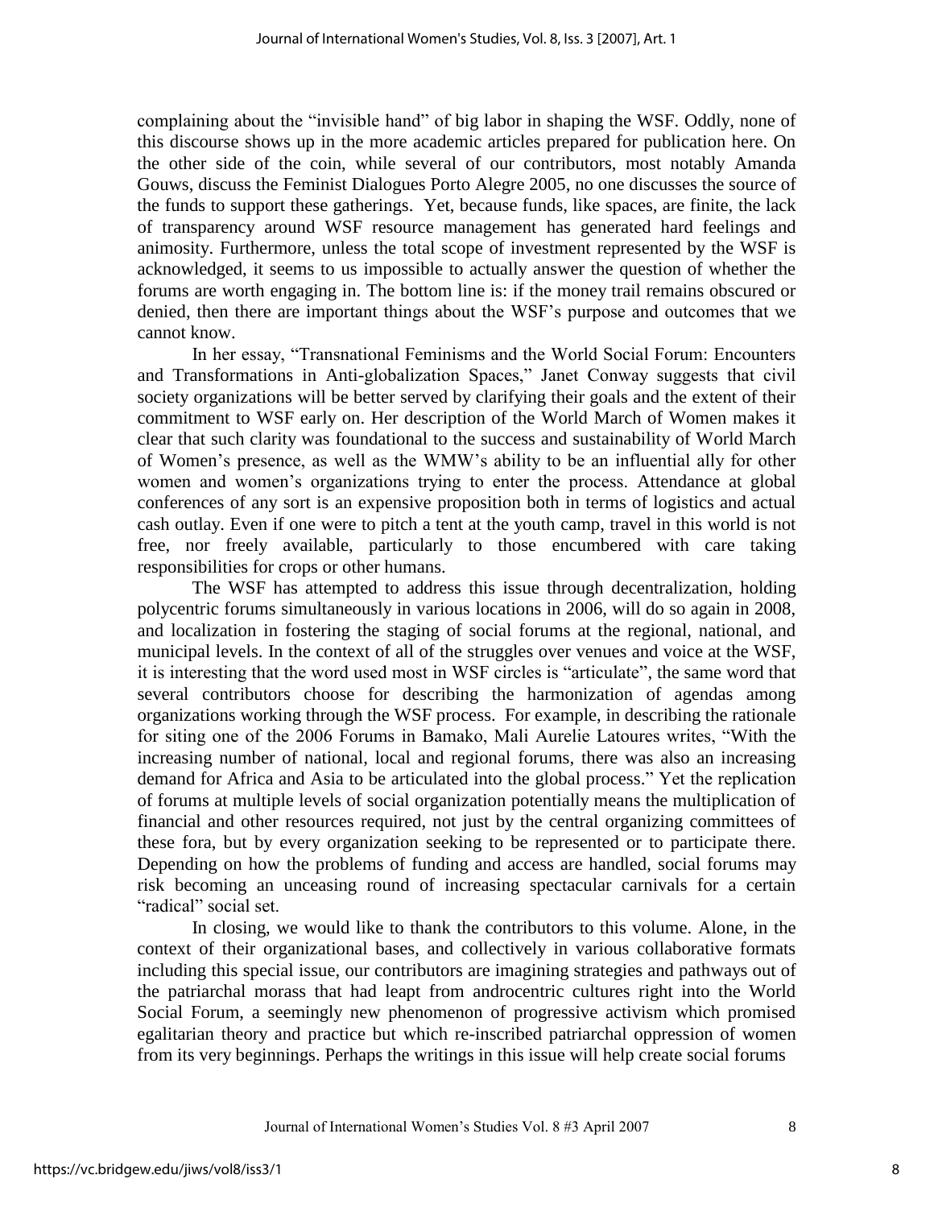complaining about the "invisible hand" of big labor in shaping the WSF. Oddly, none of this discourse shows up in the more academic articles prepared for publication here. On the other side of the coin, while several of our contributors, most notably Amanda Gouws, discuss the Feminist Dialogues Porto Alegre 2005, no one discusses the source of the funds to support these gatherings. Yet, because funds, like spaces, are finite, the lack of transparency around WSF resource management has generated hard feelings and animosity. Furthermore, unless the total scope of investment represented by the WSF is acknowledged, it seems to us impossible to actually answer the question of whether the forums are worth engaging in. The bottom line is: if the money trail remains obscured or denied, then there are important things about the WSF's purpose and outcomes that we cannot know.

In her essay, "Transnational Feminisms and the World Social Forum: Encounters and Transformations in Anti-globalization Spaces," Janet Conway suggests that civil society organizations will be better served by clarifying their goals and the extent of their commitment to WSF early on. Her description of the World March of Women makes it clear that such clarity was foundational to the success and sustainability of World March of Women's presence, as well as the WMW's ability to be an influential ally for other women and women's organizations trying to enter the process. Attendance at global conferences of any sort is an expensive proposition both in terms of logistics and actual cash outlay. Even if one were to pitch a tent at the youth camp, travel in this world is not free, nor freely available, particularly to those encumbered with care taking responsibilities for crops or other humans.

The WSF has attempted to address this issue through decentralization, holding polycentric forums simultaneously in various locations in 2006, will do so again in 2008, and localization in fostering the staging of social forums at the regional, national, and municipal levels. In the context of all of the struggles over venues and voice at the WSF, it is interesting that the word used most in WSF circles is "articulate", the same word that several contributors choose for describing the harmonization of agendas among organizations working through the WSF process. For example, in describing the rationale for siting one of the 2006 Forums in Bamako, Mali Aurelie Latoures writes, "With the increasing number of national, local and regional forums, there was also an increasing demand for Africa and Asia to be articulated into the global process." Yet the replication of forums at multiple levels of social organization potentially means the multiplication of financial and other resources required, not just by the central organizing committees of these fora, but by every organization seeking to be represented or to participate there. Depending on how the problems of funding and access are handled, social forums may risk becoming an unceasing round of increasing spectacular carnivals for a certain "radical" social set.

In closing, we would like to thank the contributors to this volume. Alone, in the context of their organizational bases, and collectively in various collaborative formats including this special issue, our contributors are imagining strategies and pathways out of the patriarchal morass that had leapt from androcentric cultures right into the World Social Forum, a seemingly new phenomenon of progressive activism which promised egalitarian theory and practice but which re-inscribed patriarchal oppression of women from its very beginnings. Perhaps the writings in this issue will help create social forums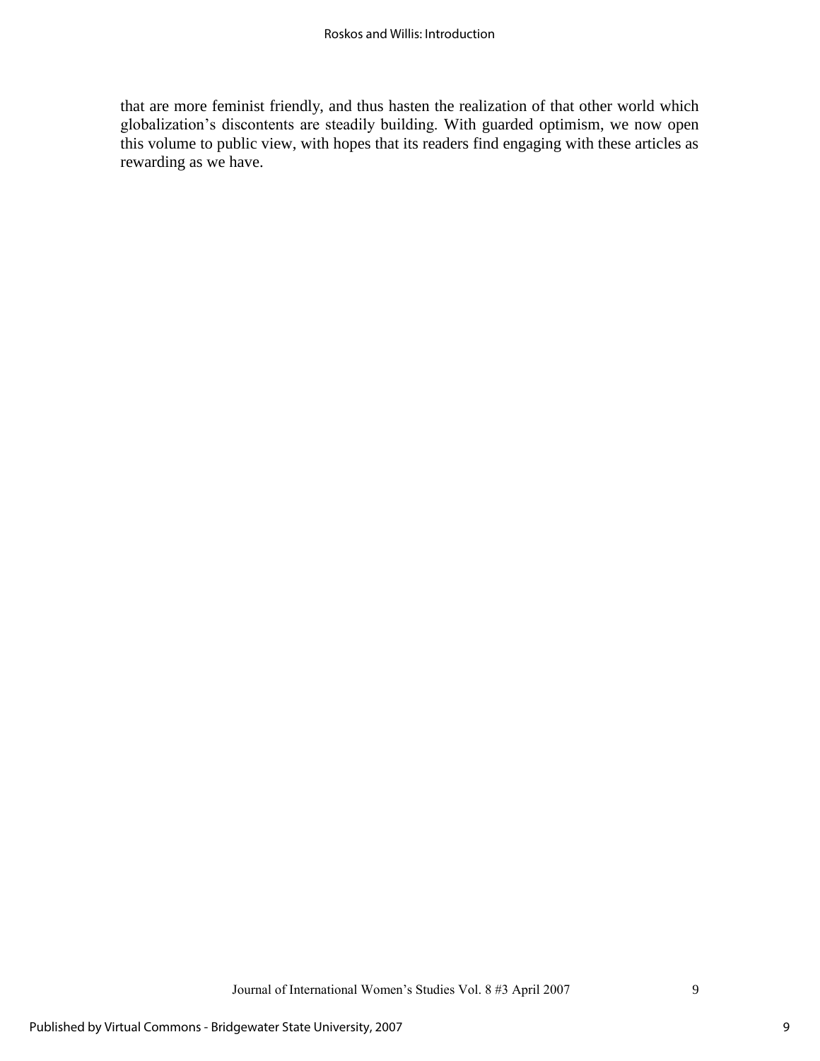that are more feminist friendly, and thus hasten the realization of that other world which globalization's discontents are steadily building. With guarded optimism, we now open this volume to public view, with hopes that its readers find engaging with these articles as rewarding as we have.